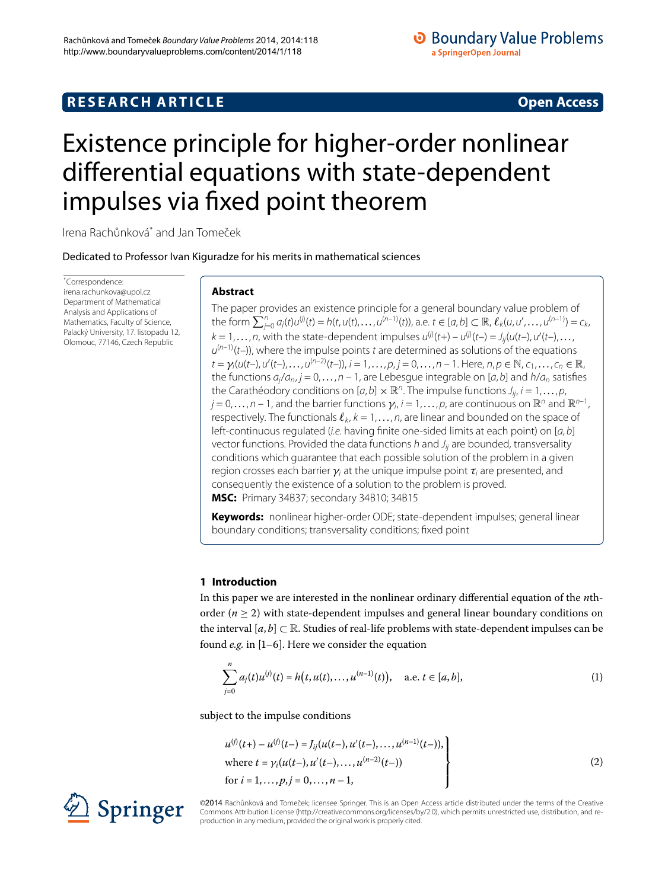RESEARCH ARTICLE **Open Access**

# Existence principle for higher-order nonlinear differential equations with state-dependent impulses via fixed point theorem

Irena Rachůnková* and Jan Tomeček

Dedicated to Professor Ivan Kiguradze for his merits in mathematical sciences

*Correspondence: irena.rachunkova@upol.cz
Department of Mathematical Analysis and Applications of Mathematics, Faculty of Science, Palacký University, 17. listopadu 12, Olomouc, 77146, Czech Republic

## Abstract

The paper provides an existence principle for a general boundary value problem of the form $\sum_{j=0}^{n} a_j(t)u^{(j)}(t) = h(t, u(t), \ldots, u^{(n-1)}(t))$, a.e. $t \in [a,b] \subset \mathbb{R}$, $\ell_k(u, u', \ldots, u^{(n-1)}) = c_k$, $k = 1, \ldots, n$, with the state-dependent impulses $u^{(j)}(t+) - u^{(j)}(t-) = J_{ij}(u(t-), u'(t-), \ldots, u^{(n-1)}(t-))$, where the impulse points $t$ are determined as solutions of the equations $t = \gamma_i(u(t-), u'(t-), \ldots, u^{(n-2)}(t-))$, $i = 1, \ldots, p$, $j = 0, \ldots, n-1$. Here, $n, p \in \mathbb{N}$, $c_1, \ldots, c_n \in \mathbb{R}$, the functions $a_j/a_n$, $j = 0, \ldots, n-1$, are Lebesgue integrable on $[a,b]$ and $h/a_n$ satisfies the Carathéodory conditions on $[a,b] \times \mathbb{R}^n$. The impulse functions $J_{ij}$, $i = 1, \ldots, p$, $j = 0, \ldots, n-1$, and the barrier functions $\gamma_i$, $i = 1, \ldots, p$, are continuous on $\mathbb{R}^n$ and $\mathbb{R}^{n-1}$, respectively. The functionals $\ell_k$, $k = 1, \ldots, n$, are linear and bounded on the space of left-continuous regulated (*i.e.* having finite one-sided limits at each point) on $[a,b]$ vector functions. Provided the data functions $h$ and $J_{ij}$ are bounded, transversality conditions which guarantee that each possible solution of the problem in a given region crosses each barrier $\gamma_i$ at the unique impulse point $\tau_i$ are presented, and consequently the existence of a solution to the problem is proved.

**MSC:** Primary 34B37; secondary 34B10; 34B15

**Keywords:** nonlinear higher-order ODE; state-dependent impulses; general linear boundary conditions; transversality conditions; fixed point

## 1 Introduction

In this paper we are interested in the nonlinear ordinary differential equation of the $n$th-order ($n \geq 2$) with state-dependent impulses and general linear boundary conditions on the interval $[a,b] \subset \mathbb{R}$. Studies of real-life problems with state-dependent impulses can be found *e.g.* in [1–6]. Here we consider the equation

$$\sum_{j=0}^{n} a_j(t)u^{(j)}(t) = h\big(t, u(t), \ldots, u^{(n-1)}(t)\big), \quad \text{a.e. } t \in [a,b], \tag{1}$$

subject to the impulse conditions

$$\left.\begin{aligned}
&u^{(j)}(t+) - u^{(j)}(t-) = J_{ij}(u(t-), u'(t-), \ldots, u^{(n-1)}(t-)),\\
&\text{where } t = \gamma_i(u(t-), u'(t-), \ldots, u^{(n-2)}(t-))\\
&\text{for } i = 1, \ldots, p, j = 0, \ldots, n-1,
\end{aligned}\right\} \tag{2}$$

©2014 Rachůnková and Tomeček; licensee Springer. This is an Open Access article distributed under the terms of the Creative Commons Attribution License (http://creativecommons.org/licenses/by/2.0), which permits unrestricted use, distribution, and reproduction in any medium, provided the original work is properly cited.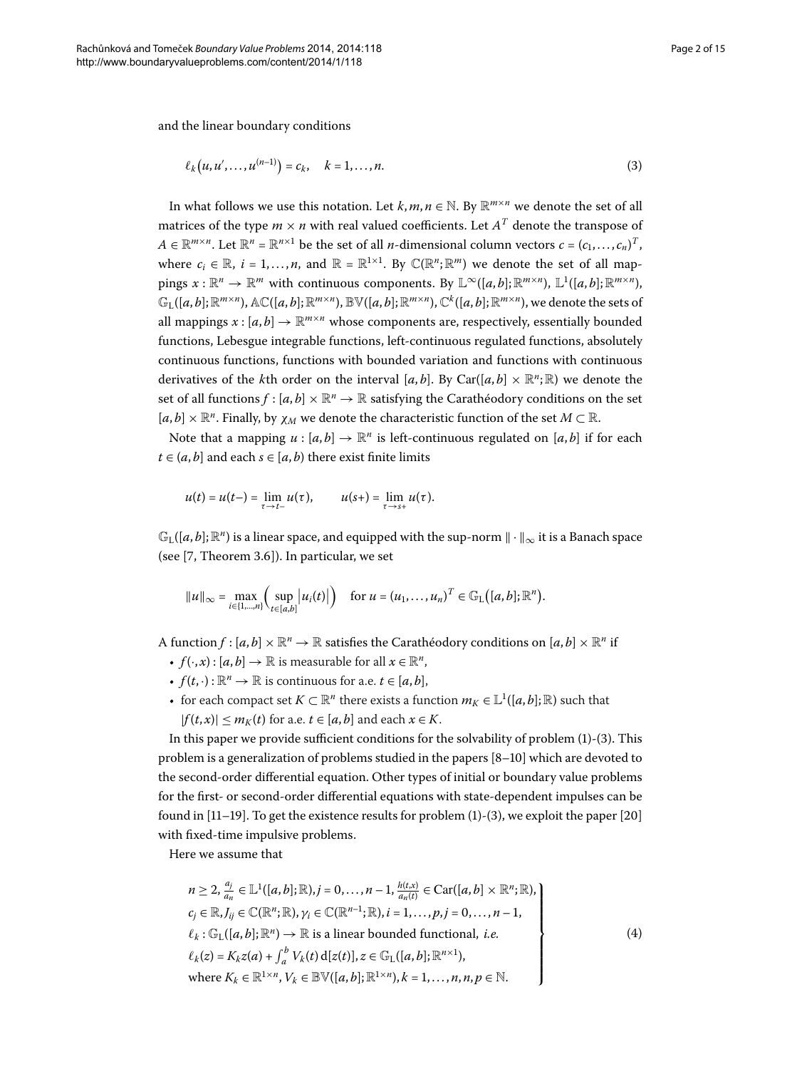and the linear boundary conditions

$$\ell_k\big(u, u', \ldots, u^{(n-1)}\big) = c_k, \quad k = 1, \ldots, n. \tag{3}$$

In what follows we use this notation. Let $k, m, n \in \mathbb{N}$. By $\mathbb{R}^{m\times n}$ we denote the set of all matrices of the type $m \times n$ with real valued coefficients. Let $A^T$ denote the transpose of $A \in \mathbb{R}^{m\times n}$. Let $\mathbb{R}^n = \mathbb{R}^{n\times 1}$ be the set of all $n$-dimensional column vectors $c = (c_1, \ldots, c_n)^T$, where $c_i \in \mathbb{R}$, $i = 1, \ldots, n$, and $\mathbb{R} = \mathbb{R}^{1\times 1}$. By $\mathbb{C}(\mathbb{R}^n; \mathbb{R}^m)$ we denote the set of all mappings $x : \mathbb{R}^n \to \mathbb{R}^m$ with continuous components. By $\mathbb{L}^\infty([a,b]; \mathbb{R}^{m\times n})$, $\mathbb{L}^1([a,b]; \mathbb{R}^{m\times n})$, $\mathbb{G}_{\mathrm{L}}([a,b]; \mathbb{R}^{m\times n})$, $\mathbb{AC}([a,b]; \mathbb{R}^{m\times n})$, $\mathbb{BV}([a,b]; \mathbb{R}^{m\times n})$, $\mathbb{C}^k([a,b]; \mathbb{R}^{m\times n})$, we denote the sets of all mappings $x : [a,b] \to \mathbb{R}^{m\times n}$ whose components are, respectively, essentially bounded functions, Lebesgue integrable functions, left-continuous regulated functions, absolutely continuous functions, functions with bounded variation and functions with continuous derivatives of the $k$th order on the interval $[a,b]$. By $\mathrm{Car}([a,b] \times \mathbb{R}^n; \mathbb{R})$ we denote the set of all functions $f : [a,b] \times \mathbb{R}^n \to \mathbb{R}$ satisfying the Carathéodory conditions on the set $[a,b] \times \mathbb{R}^n$. Finally, by $\chi_M$ we denote the characteristic function of the set $M \subset \mathbb{R}$.

Note that a mapping $u : [a,b] \to \mathbb{R}^n$ is left-continuous regulated on $[a,b]$ if for each $t \in (a,b]$ and each $s \in [a,b)$ there exist finite limits

$$u(t) = u(t-) = \lim_{\tau \to t-} u(\tau), \qquad u(s+) = \lim_{\tau \to s+} u(\tau).$$

$\mathbb{G}_{\mathrm{L}}([a,b]; \mathbb{R}^n)$ is a linear space, and equipped with the sup-norm $\|\cdot\|_\infty$ it is a Banach space (see [7, Theorem 3.6]). In particular, we set

$$\|u\|_\infty = \max_{i\in\{1,\ldots,n\}} \Big( \sup_{t\in[a,b]} \big|u_i(t)\big| \Big) \quad \text{for } u = (u_1, \ldots, u_n)^T \in \mathbb{G}_{\mathrm{L}}\big([a,b]; \mathbb{R}^n\big).$$

A function $f : [a,b] \times \mathbb{R}^n \to \mathbb{R}$ satisfies the Carathéodory conditions on $[a,b] \times \mathbb{R}^n$ if

- $f(\cdot, x) : [a,b] \to \mathbb{R}$ is measurable for all $x \in \mathbb{R}^n$,
- $f(t, \cdot) : \mathbb{R}^n \to \mathbb{R}$ is continuous for a.e. $t \in [a,b]$,
- for each compact set $K \subset \mathbb{R}^n$ there exists a function $m_K \in \mathbb{L}^1([a,b]; \mathbb{R})$ such that $|f(t,x)| \le m_K(t)$ for a.e. $t \in [a,b]$ and each $x \in K$.

In this paper we provide sufficient conditions for the solvability of problem (1)-(3). This problem is a generalization of problems studied in the papers [8–10] which are devoted to the second-order differential equation. Other types of initial or boundary value problems for the first- or second-order differential equations with state-dependent impulses can be found in [11–19]. To get the existence results for problem (1)-(3), we exploit the paper [20] with fixed-time impulsive problems.

Here we assume that

$$\left.\begin{aligned}
&n \ge 2,\ \tfrac{a_j}{a_n} \in \mathbb{L}^1([a,b]; \mathbb{R}), j = 0, \ldots, n-1,\ \tfrac{h(t,x)}{a_n(t)} \in \mathrm{Car}([a,b] \times \mathbb{R}^n; \mathbb{R}),\\
&c_j \in \mathbb{R}, J_{ij} \in \mathbb{C}(\mathbb{R}^n; \mathbb{R}), \gamma_i \in \mathbb{C}(\mathbb{R}^{n-1}; \mathbb{R}), i = 1, \ldots, p, j = 0, \ldots, n-1,\\
&\ell_k : \mathbb{G}_{\mathrm{L}}([a,b]; \mathbb{R}^n) \to \mathbb{R} \text{ is a linear bounded functional, } \textit{i.e.}\\
&\ell_k(z) = K_k z(a) + \textstyle\int_a^b V_k(t)\, \mathrm{d}[z(t)], z \in \mathbb{G}_{\mathrm{L}}([a,b]; \mathbb{R}^{n\times 1}),\\
&\text{where } K_k \in \mathbb{R}^{1\times n}, V_k \in \mathbb{BV}([a,b]; \mathbb{R}^{1\times n}), k = 1, \ldots, n, n, p \in \mathbb{N}.
\end{aligned}\right\} \tag{4}$$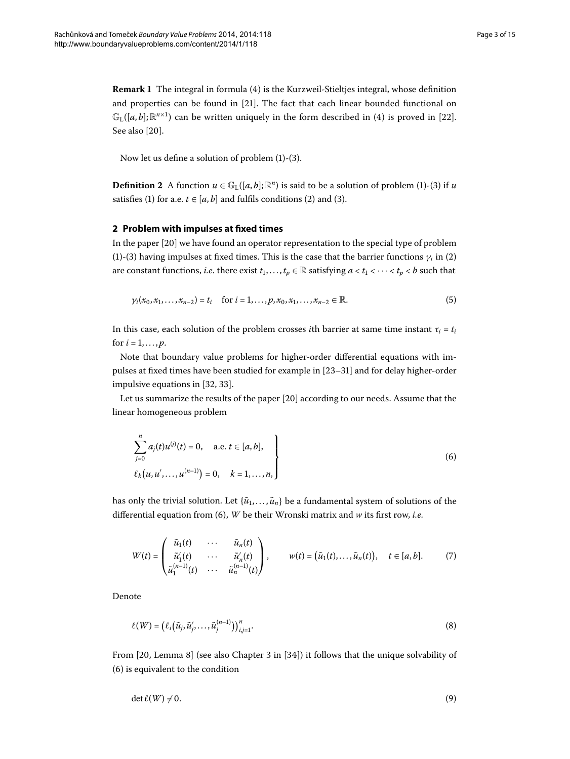**Remark 1** The integral in formula (4) is the Kurzweil-Stieltjes integral, whose definition and properties can be found in [21]. The fact that each linear bounded functional on $\mathbb{G}_\mathrm{L}([a,b];\mathbb{R}^{n\times 1})$ can be written uniquely in the form described in (4) is proved in [22]. See also [20].

Now let us define a solution of problem (1)-(3).

**Definition 2** A function $u \in \mathbb{G}_\mathrm{L}([a,b];\mathbb{R}^n)$ is said to be a solution of problem (1)-(3) if $u$ satisfies (1) for a.e. $t \in [a,b]$ and fulfils conditions (2) and (3).

## 2 Problem with impulses at fixed times

In the paper [20] we have found an operator representation to the special type of problem (1)-(3) having impulses at fixed times. This is the case that the barrier functions $\gamma_i$ in (2) are constant functions, *i.e.* there exist $t_1,\dots,t_p \in \mathbb{R}$ satisfying $a < t_1 < \cdots < t_p < b$ such that

$$\gamma_i(x_0,x_1,\dots,x_{n-2}) = t_i \quad \text{for } i = 1,\dots,p, x_0,x_1,\dots,x_{n-2} \in \mathbb{R}. \tag{5}$$

In this case, each solution of the problem crosses $i$th barrier at same time instant $\tau_i = t_i$ for $i = 1,\dots,p$.

Note that boundary value problems for higher-order differential equations with impulses at fixed times have been studied for example in [23–31] and for delay higher-order impulsive equations in [32, 33].

Let us summarize the results of the paper [20] according to our needs. Assume that the linear homogeneous problem

$$\left.\begin{aligned} &\sum_{j=0}^{n} a_j(t)u^{(j)}(t) = 0, \quad \text{a.e. } t \in [a,b], \\ &\ell_k\big(u,u',\dots,u^{(n-1)}\big) = 0, \quad k = 1,\dots,n, \end{aligned}\right\} \tag{6}$$

has only the trivial solution. Let $\{\tilde{u}_1,\dots,\tilde{u}_n\}$ be a fundamental system of solutions of the differential equation from (6), $W$ be their Wronski matrix and $w$ its first row, *i.e.*

$$W(t) = \begin{pmatrix} \tilde{u}_1(t) & \cdots & \tilde{u}_n(t) \\ \tilde{u}_1'(t) & \cdots & \tilde{u}_n'(t) \\ \tilde{u}_1^{(n-1)}(t) & \cdots & \tilde{u}_n^{(n-1)}(t) \end{pmatrix}, \qquad w(t) = \big(\tilde{u}_1(t),\dots,\tilde{u}_n(t)\big), \quad t \in [a,b]. \tag{7}$$

Denote

$$\ell(W) = \big(\ell_i\big(\tilde{u}_j,\tilde{u}_j',\dots,\tilde{u}_j^{(n-1)}\big)\big)_{i,j=1}^{n}. \tag{8}$$

From [20, Lemma 8] (see also Chapter 3 in [34]) it follows that the unique solvability of (6) is equivalent to the condition

$$\det \ell(W) \neq 0. \tag{9}$$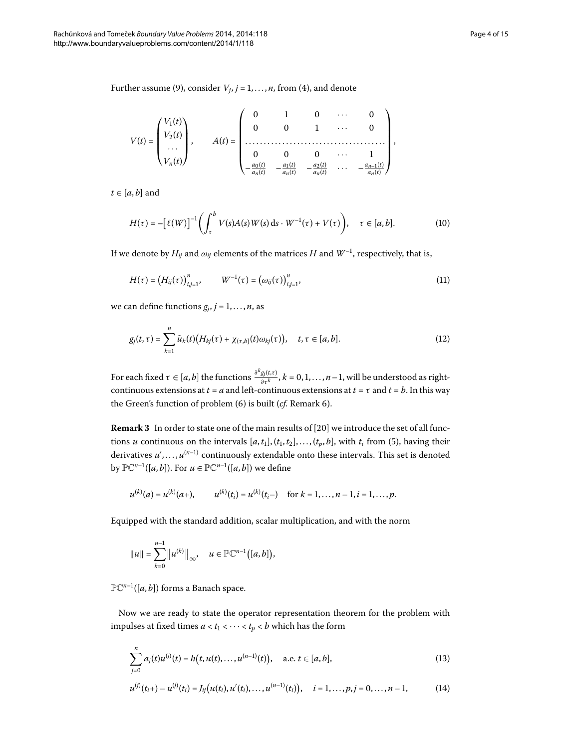Further assume (9), consider $V_j$, $j = 1, \ldots, n$, from (4), and denote

$$V(t) = \begin{pmatrix} V_1(t) \\ V_2(t) \\ \cdots \\ V_n(t) \end{pmatrix}, \qquad A(t) = \begin{pmatrix} 0 & 1 & 0 & \cdots & 0 \\ 0 & 0 & 1 & \cdots & 0 \\ \cdots & \cdots & \cdots & \cdots & \cdots \\ 0 & 0 & 0 & \cdots & 1 \\ -\frac{a_0(t)}{a_n(t)} & -\frac{a_1(t)}{a_n(t)} & -\frac{a_2(t)}{a_n(t)} & \cdots & -\frac{a_{n-1}(t)}{a_n(t)} \end{pmatrix},$$

$t \in [a, b]$ and

$$H(\tau) = -\left[\ell(W)\right]^{-1} \left( \int_\tau^b V(s)A(s)W(s)\,\mathrm{d}s \cdot W^{-1}(\tau) + V(\tau) \right), \quad \tau \in [a, b]. \tag{10}$$

If we denote by $H_{ij}$ and $\omega_{ij}$ elements of the matrices $H$ and $W^{-1}$, respectively, that is,

$$H(\tau) = \left(H_{ij}(\tau)\right)_{i,j=1}^n, \qquad W^{-1}(\tau) = \left(\omega_{ij}(\tau)\right)_{i,j=1}^n, \tag{11}$$

we can define functions $g_j$, $j = 1, \ldots, n$, as

$$g_j(t, \tau) = \sum_{k=1}^n \tilde{u}_k(t)\left(H_{kj}(\tau) + \chi_{(\tau,b]}(t)\omega_{kj}(\tau)\right), \quad t, \tau \in [a, b]. \tag{12}$$

For each fixed $\tau \in [a, b]$ the functions $\frac{\partial^k g_j(t,\tau)}{\partial \tau^k}$, $k = 0, 1, \ldots, n-1$, will be understood as right-continuous extensions at $t = a$ and left-continuous extensions at $t = \tau$ and $t = b$. In this way the Green's function of problem (6) is built (*cf.* Remark 6).

**Remark 3** In order to state one of the main results of [20] we introduce the set of all functions $u$ continuous on the intervals $[a, t_1], (t_1, t_2], \ldots, (t_p, b]$, with $t_i$ from (5), having their derivatives $u', \ldots, u^{(n-1)}$ continuously extendable onto these intervals. This set is denoted by $\mathbb{PC}^{n-1}([a, b])$. For $u \in \mathbb{PC}^{n-1}([a, b])$ we define

$$u^{(k)}(a) = u^{(k)}(a+), \qquad u^{(k)}(t_i) = u^{(k)}(t_i-) \quad \text{for } k = 1, \ldots, n-1, i = 1, \ldots, p.$$

Equipped with the standard addition, scalar multiplication, and with the norm

$$\|u\| = \sum_{k=0}^{n-1} \left\|u^{(k)}\right\|_\infty, \quad u \in \mathbb{PC}^{n-1}\left([a, b]\right),$$

$\mathbb{PC}^{n-1}([a, b])$ forms a Banach space.

Now we are ready to state the operator representation theorem for the problem with impulses at fixed times $a < t_1 < \cdots < t_p < b$ which has the form

$$\sum_{j=0}^n a_j(t)u^{(j)}(t) = h\left(t, u(t), \ldots, u^{(n-1)}(t)\right), \quad \text{a.e. } t \in [a, b], \tag{13}$$

$$u^{(j)}(t_i+) - u^{(j)}(t_i) = J_{ij}\left(u(t_i), u'(t_i), \ldots, u^{(n-1)}(t_i)\right), \quad i = 1, \ldots, p, j = 0, \ldots, n-1, \tag{14}$$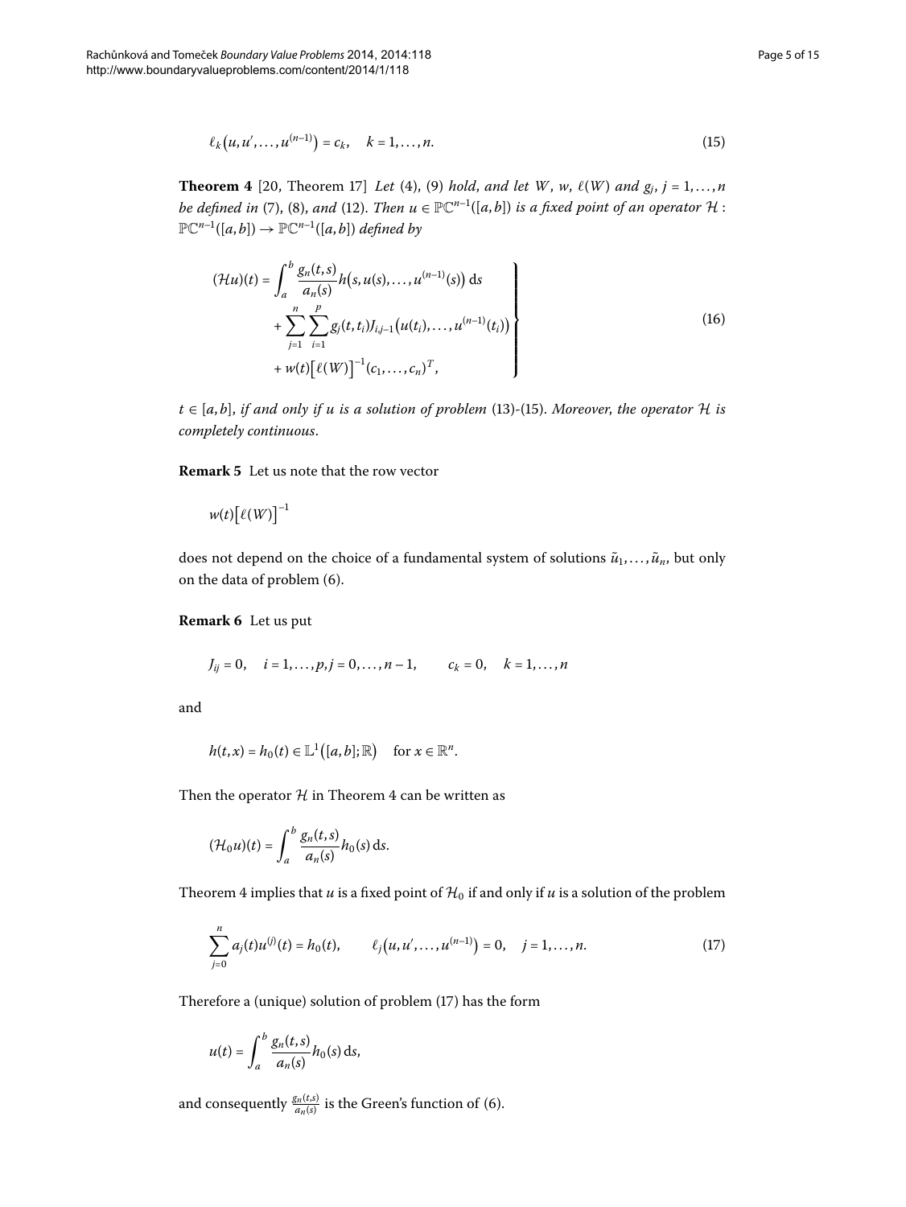$$\ell_k\bigl(u, u', \ldots, u^{(n-1)}\bigr) = c_k, \quad k = 1, \ldots, n. \tag{15}$$

**Theorem 4** [20, Theorem 17] *Let* (4), (9) *hold, and let* $W$, $w$, $\ell(W)$ *and* $g_j$, $j = 1, \ldots, n$ *be defined in* (7), (8), *and* (12). *Then* $u \in \mathbb{PC}^{n-1}([a,b])$ *is a fixed point of an operator* $\mathcal{H} : \mathbb{PC}^{n-1}([a,b]) \to \mathbb{PC}^{n-1}([a,b])$ *defined by*

$$\left.\begin{aligned}
(\mathcal{H}u)(t) &= \int_a^b \frac{g_n(t,s)}{a_n(s)} h\bigl(s, u(s), \ldots, u^{(n-1)}(s)\bigr)\,\mathrm{d}s \\
&\quad + \sum_{j=1}^{n} \sum_{i=1}^{p} g_j(t, t_i) J_{i,j-1}\bigl(u(t_i), \ldots, u^{(n-1)}(t_i)\bigr) \\
&\quad + w(t)\bigl[\ell(W)\bigr]^{-1}(c_1, \ldots, c_n)^T,
\end{aligned}\right\} \tag{16}$$

$t \in [a,b]$, *if and only if* $u$ *is a solution of problem* (13)-(15). *Moreover, the operator* $\mathcal{H}$ *is completely continuous.*

**Remark 5** Let us note that the row vector

$$w(t)\bigl[\ell(W)\bigr]^{-1}$$

does not depend on the choice of a fundamental system of solutions $\tilde{u}_1, \ldots, \tilde{u}_n$, but only on the data of problem (6).

**Remark 6** Let us put

$$J_{ij} = 0, \quad i = 1, \ldots, p, j = 0, \ldots, n-1, \qquad c_k = 0, \quad k = 1, \ldots, n$$

and

$$h(t,x) = h_0(t) \in \mathbb{L}^1\bigl([a,b];\mathbb{R}\bigr) \quad \text{for } x \in \mathbb{R}^n.$$

Then the operator $\mathcal{H}$ in Theorem 4 can be written as

$$(\mathcal{H}_0 u)(t) = \int_a^b \frac{g_n(t,s)}{a_n(s)} h_0(s)\,\mathrm{d}s.$$

Theorem 4 implies that $u$ is a fixed point of $\mathcal{H}_0$ if and only if $u$ is a solution of the problem

$$\sum_{j=0}^{n} a_j(t) u^{(j)}(t) = h_0(t), \qquad \ell_j\bigl(u, u', \ldots, u^{(n-1)}\bigr) = 0, \quad j = 1, \ldots, n. \tag{17}$$

Therefore a (unique) solution of problem (17) has the form

$$u(t) = \int_a^b \frac{g_n(t,s)}{a_n(s)} h_0(s)\,\mathrm{d}s,$$

and consequently $\frac{g_n(t,s)}{a_n(s)}$ is the Green's function of (6).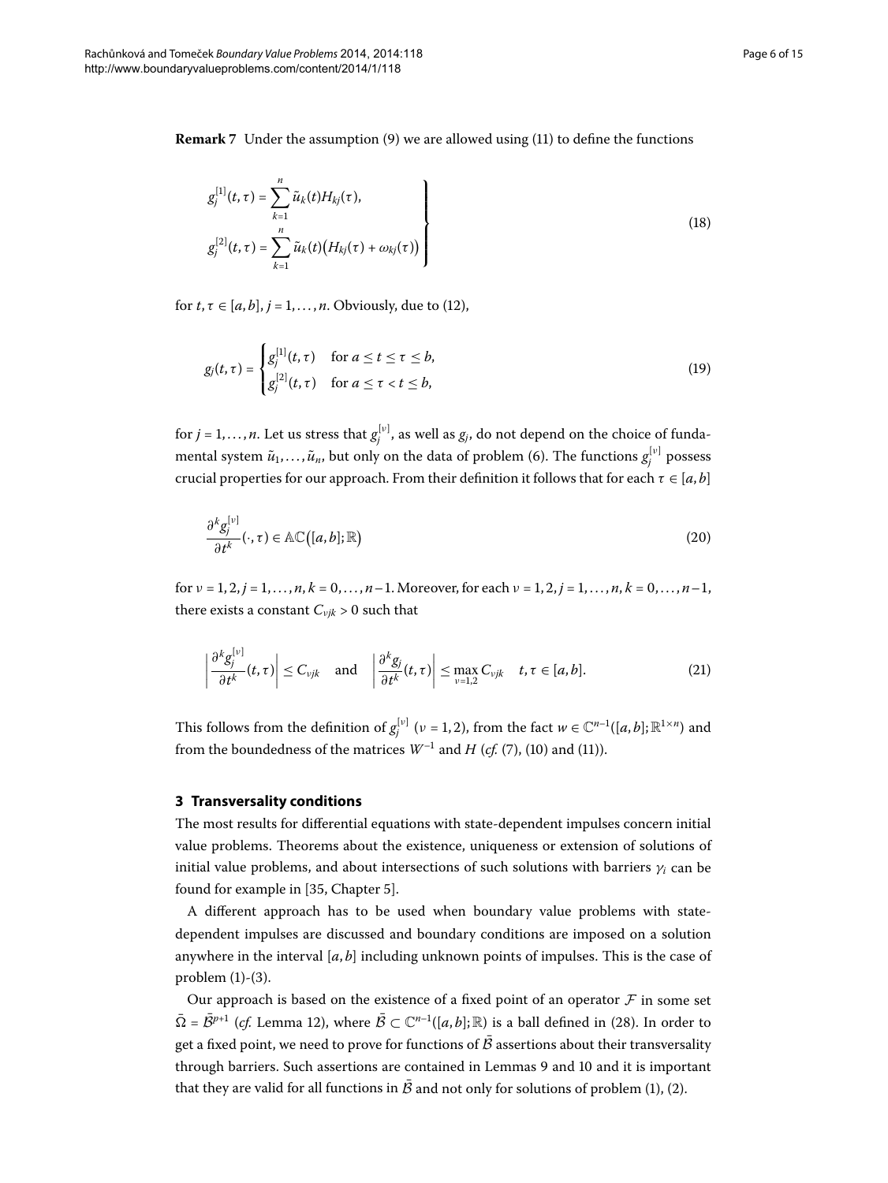**Remark 7** Under the assumption (9) we are allowed using (11) to define the functions

$$
\left.\begin{aligned}
g_j^{[1]}(t,\tau) &= \sum_{k=1}^{n} \tilde{u}_k(t) H_{kj}(\tau), \\
g_j^{[2]}(t,\tau) &= \sum_{k=1}^{n} \tilde{u}_k(t)\big(H_{kj}(\tau) + \omega_{kj}(\tau)\big)
\end{aligned}\right\} \tag{18}
$$

for $t, \tau \in [a,b]$, $j = 1, \ldots, n$. Obviously, due to (12),

$$
g_j(t,\tau) = \begin{cases} g_j^{[1]}(t,\tau) & \text{for } a \le t \le \tau \le b, \\ g_j^{[2]}(t,\tau) & \text{for } a \le \tau < t \le b, \end{cases} \tag{19}
$$

for $j = 1, \ldots, n$. Let us stress that $g_j^{[\nu]}$, as well as $g_j$, do not depend on the choice of fundamental system $\tilde{u}_1, \ldots, \tilde{u}_n$, but only on the data of problem (6). The functions $g_j^{[\nu]}$ possess crucial properties for our approach. From their definition it follows that for each $\tau \in [a,b]$

$$
\frac{\partial^k g_j^{[\nu]}}{\partial t^k}(\cdot,\tau) \in \mathbb{AC}\big([a,b];\mathbb{R}\big) \tag{20}
$$

for $\nu = 1,2$, $j = 1, \ldots, n$, $k = 0, \ldots, n-1$. Moreover, for each $\nu = 1,2$, $j = 1, \ldots, n$, $k = 0, \ldots, n-1$, there exists a constant $C_{\nu jk} > 0$ such that

$$
\left| \frac{\partial^k g_j^{[\nu]}}{\partial t^k}(t,\tau) \right| \le C_{\nu jk} \quad \text{and} \quad \left| \frac{\partial^k g_j}{\partial t^k}(t,\tau) \right| \le \max_{\nu=1,2} C_{\nu jk} \quad t,\tau \in [a,b]. \tag{21}
$$

This follows from the definition of $g_j^{[\nu]}$ ($\nu = 1,2$), from the fact $w \in \mathbb{C}^{n-1}([a,b];\mathbb{R}^{1\times n})$ and from the boundedness of the matrices $W^{-1}$ and $H$ (*cf.* (7), (10) and (11)).

## 3 Transversality conditions

The most results for differential equations with state-dependent impulses concern initial value problems. Theorems about the existence, uniqueness or extension of solutions of initial value problems, and about intersections of such solutions with barriers $\gamma_i$ can be found for example in [35, Chapter 5].

A different approach has to be used when boundary value problems with state-dependent impulses are discussed and boundary conditions are imposed on a solution anywhere in the interval $[a,b]$ including unknown points of impulses. This is the case of problem (1)-(3).

Our approach is based on the existence of a fixed point of an operator $\mathcal{F}$ in some set $\bar{\Omega} = \bar{\mathcal{B}}^{p+1}$ (*cf.* Lemma 12), where $\bar{\mathcal{B}} \subset \mathbb{C}^{n-1}([a,b];\mathbb{R})$ is a ball defined in (28). In order to get a fixed point, we need to prove for functions of $\bar{\mathcal{B}}$ assertions about their transversality through barriers. Such assertions are contained in Lemmas 9 and 10 and it is important that they are valid for all functions in $\bar{\mathcal{B}}$ and not only for solutions of problem (1), (2).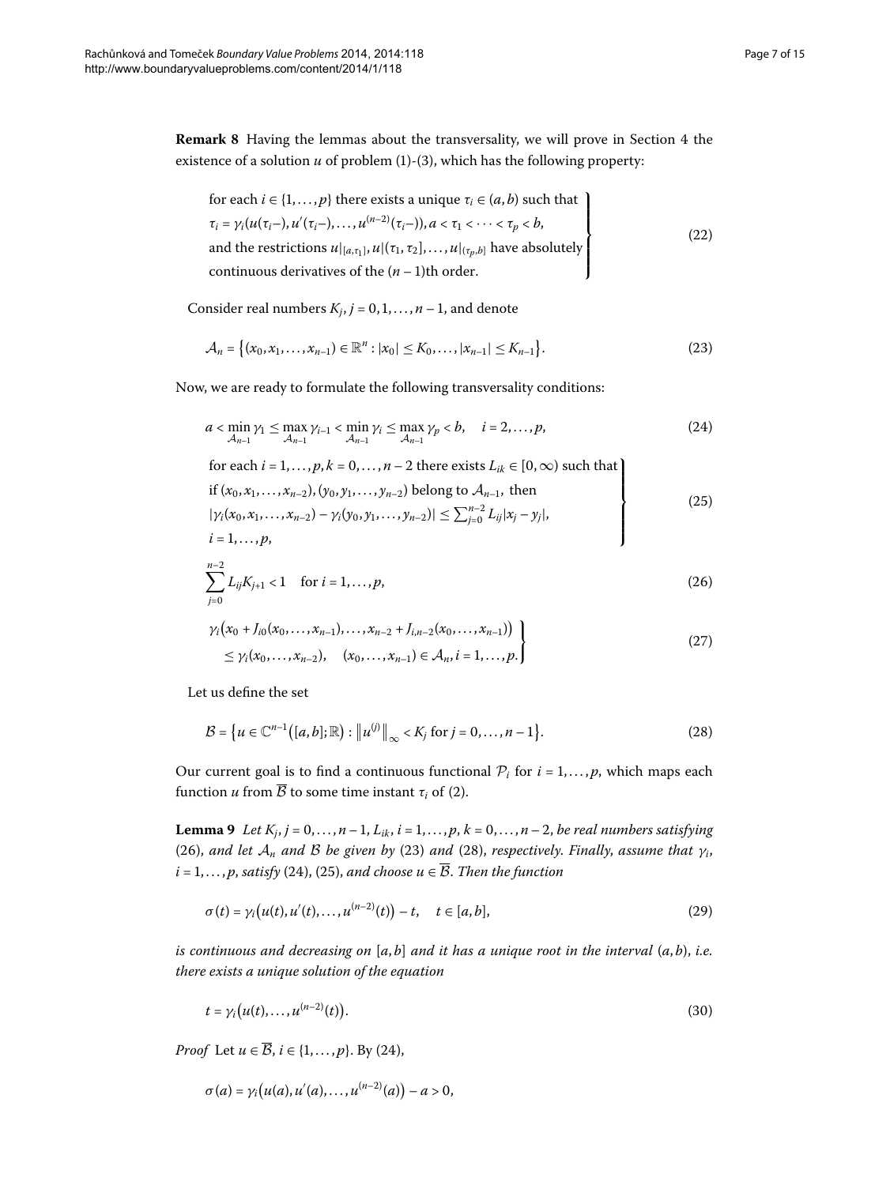**Remark 8** Having the lemmas about the transversality, we will prove in Section 4 the existence of a solution $u$ of problem (1)-(3), which has the following property:

$$\left.\begin{array}{l}\text{for each } i \in \{1,\dots,p\} \text{ there exists a unique } \tau_i \in (a,b) \text{ such that} \\ \tau_i = \gamma_i(u(\tau_i-), u'(\tau_i-), \dots, u^{(n-2)}(\tau_i-)), a < \tau_1 < \dots < \tau_p < b, \\ \text{and the restrictions } u|_{[a,\tau_1]}, u|(\tau_1,\tau_2], \dots, u|_{(\tau_p,b]} \text{ have absolutely} \\ \text{continuous derivatives of the } (n-1)\text{th order.}\end{array}\right\} \tag{22}$$

Consider real numbers $K_j$, $j = 0, 1, \dots, n-1$, and denote

$$\mathcal{A}_n = \{(x_0, x_1, \dots, x_{n-1}) \in \mathbb{R}^n : |x_0| \le K_0, \dots, |x_{n-1}| \le K_{n-1}\}. \tag{23}$$

Now, we are ready to formulate the following transversality conditions:

$$a < \min_{\mathcal{A}_{n-1}} \gamma_1 \le \max_{\mathcal{A}_{n-1}} \gamma_{i-1} < \min_{\mathcal{A}_{n-1}} \gamma_i \le \max_{\mathcal{A}_{n-1}} \gamma_p < b, \quad i = 2, \dots, p, \tag{24}$$

$$\left.\begin{array}{l}\text{for each } i = 1,\dots,p, k = 0,\dots,n-2 \text{ there exists } L_{ik} \in [0,\infty) \text{ such that} \\ \text{if } (x_0, x_1, \dots, x_{n-2}), (y_0, y_1, \dots, y_{n-2}) \text{ belong to } \mathcal{A}_{n-1}, \text{ then} \\ |\gamma_i(x_0, x_1, \dots, x_{n-2}) - \gamma_i(y_0, y_1, \dots, y_{n-2})| \le \sum_{j=0}^{n-2} L_{ij}|x_j - y_j|, \\ i = 1, \dots, p,\end{array}\right\} \tag{25}$$

$$\sum_{j=0}^{n-2} L_{ij} K_{j+1} < 1 \quad \text{for } i = 1, \dots, p, \tag{26}$$

$$\left.\begin{array}{l}\gamma_i\big(x_0 + J_{i0}(x_0, \dots, x_{n-1}), \dots, x_{n-2} + J_{i,n-2}(x_0, \dots, x_{n-1})\big) \\ \quad \le \gamma_i(x_0, \dots, x_{n-2}), \quad (x_0, \dots, x_{n-1}) \in \mathcal{A}_n, i = 1, \dots, p.\end{array}\right\} \tag{27}$$

Let us define the set

$$\mathcal{B} = \{u \in \mathbb{C}^{n-1}([a,b];\mathbb{R}) : \|u^{(j)}\|_\infty < K_j \text{ for } j = 0, \dots, n-1\}. \tag{28}$$

Our current goal is to find a continuous functional $\mathcal{P}_i$ for $i = 1, \dots, p$, which maps each function $u$ from $\overline{\mathcal{B}}$ to some time instant $\tau_i$ of (2).

**Lemma 9** *Let $K_j$, $j = 0, \dots, n-1$, $L_{ik}$, $i = 1, \dots, p$, $k = 0, \dots, n-2$, be real numbers satisfying* (26), *and let $\mathcal{A}_n$ and $\mathcal{B}$ be given by* (23) *and* (28), *respectively. Finally, assume that $\gamma_i$, $i = 1, \dots, p$, satisfy* (24), (25), *and choose $u \in \overline{\mathcal{B}}$. Then the function*

$$\sigma(t) = \gamma_i\big(u(t), u'(t), \dots, u^{(n-2)}(t)\big) - t, \quad t \in [a,b], \tag{29}$$

*is continuous and decreasing on $[a,b]$ and it has a unique root in the interval $(a,b)$, i.e. there exists a unique solution of the equation*

$$t = \gamma_i\big(u(t), \dots, u^{(n-2)}(t)\big). \tag{30}$$

*Proof* Let $u \in \overline{\mathcal{B}}$, $i \in \{1, \dots, p\}$. By (24),

$$\sigma(a) = \gamma_i\big(u(a), u'(a), \dots, u^{(n-2)}(a)\big) - a > 0,$$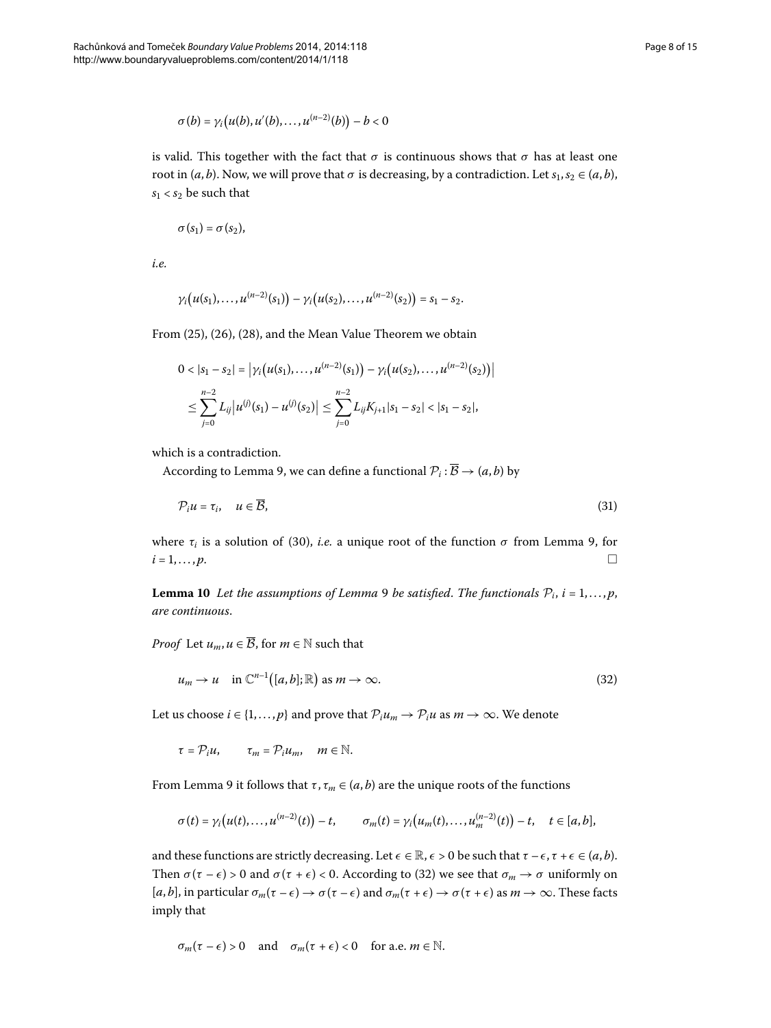$$\sigma(b) = \gamma_i\big(u(b), u'(b), \ldots, u^{(n-2)}(b)\big) - b < 0$$

is valid. This together with the fact that $\sigma$ is continuous shows that $\sigma$ has at least one root in $(a,b)$. Now, we will prove that $\sigma$ is decreasing, by a contradiction. Let $s_1, s_2 \in (a,b)$, $s_1 < s_2$ be such that

$$\sigma(s_1) = \sigma(s_2),$$

*i.e.*

$$\gamma_i\big(u(s_1), \ldots, u^{(n-2)}(s_1)\big) - \gamma_i\big(u(s_2), \ldots, u^{(n-2)}(s_2)\big) = s_1 - s_2.$$

From (25), (26), (28), and the Mean Value Theorem we obtain

$$\begin{aligned}
0 < |s_1 - s_2| &= \big|\gamma_i\big(u(s_1), \ldots, u^{(n-2)}(s_1)\big) - \gamma_i\big(u(s_2), \ldots, u^{(n-2)}(s_2)\big)\big| \\
&\le \sum_{j=0}^{n-2} L_{ij}\big|u^{(j)}(s_1) - u^{(j)}(s_2)\big| \le \sum_{j=0}^{n-2} L_{ij}K_{j+1}|s_1 - s_2| < |s_1 - s_2|,
\end{aligned}$$

which is a contradiction.

According to Lemma 9, we can define a functional $\mathcal{P}_i : \overline{\mathcal{B}} \to (a,b)$ by

$$\mathcal{P}_i u = \tau_i, \quad u \in \overline{\mathcal{B}}, \tag{31}$$

where $\tau_i$ is a solution of (30), *i.e.* a unique root of the function $\sigma$ from Lemma 9, for $i = 1, \ldots, p$. □

**Lemma 10** *Let the assumptions of Lemma 9 be satisfied. The functionals $\mathcal{P}_i$, $i = 1, \ldots, p$, are continuous.*

*Proof* Let $u_m, u \in \overline{\mathcal{B}}$, for $m \in \mathbb{N}$ such that

$$u_m \to u \quad \text{in } \mathbb{C}^{n-1}\big([a,b];\mathbb{R}\big) \text{ as } m \to \infty. \tag{32}$$

Let us choose $i \in \{1, \ldots, p\}$ and prove that $\mathcal{P}_i u_m \to \mathcal{P}_i u$ as $m \to \infty$. We denote

$$\tau = \mathcal{P}_i u, \qquad \tau_m = \mathcal{P}_i u_m, \quad m \in \mathbb{N}.$$

From Lemma 9 it follows that $\tau, \tau_m \in (a,b)$ are the unique roots of the functions

$$\sigma(t) = \gamma_i\big(u(t), \ldots, u^{(n-2)}(t)\big) - t, \qquad \sigma_m(t) = \gamma_i\big(u_m(t), \ldots, u_m^{(n-2)}(t)\big) - t, \quad t \in [a,b],$$

and these functions are strictly decreasing. Let $\epsilon \in \mathbb{R}$, $\epsilon > 0$ be such that $\tau - \epsilon, \tau + \epsilon \in (a,b)$. Then $\sigma(\tau - \epsilon) > 0$ and $\sigma(\tau + \epsilon) < 0$. According to (32) we see that $\sigma_m \to \sigma$ uniformly on $[a,b]$, in particular $\sigma_m(\tau - \epsilon) \to \sigma(\tau - \epsilon)$ and $\sigma_m(\tau + \epsilon) \to \sigma(\tau + \epsilon)$ as $m \to \infty$. These facts imply that

$$\sigma_m(\tau - \epsilon) > 0 \quad \text{and} \quad \sigma_m(\tau + \epsilon) < 0 \quad \text{for a.e. } m \in \mathbb{N}.$$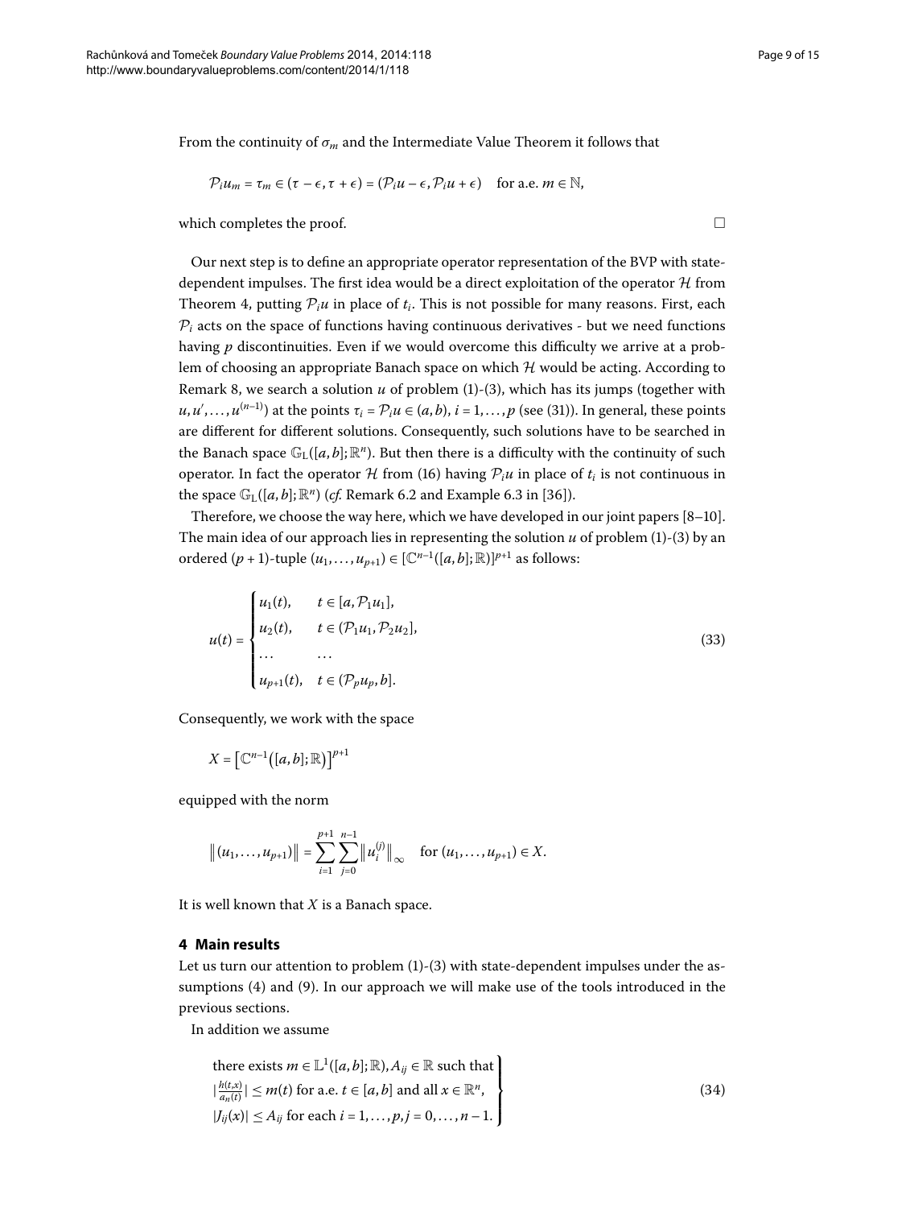From the continuity of $\sigma_m$ and the Intermediate Value Theorem it follows that

$$\mathcal{P}_i u_m = \tau_m \in (\tau - \epsilon, \tau + \epsilon) = (\mathcal{P}_i u - \epsilon, \mathcal{P}_i u + \epsilon) \quad \text{for a.e. } m \in \mathbb{N},$$

which completes the proof. □

Our next step is to define an appropriate operator representation of the BVP with state-dependent impulses. The first idea would be a direct exploitation of the operator $\mathcal{H}$ from Theorem 4, putting $\mathcal{P}_i u$ in place of $t_i$. This is not possible for many reasons. First, each $\mathcal{P}_i$ acts on the space of functions having continuous derivatives - but we need functions having $p$ discontinuities. Even if we would overcome this difficulty we arrive at a problem of choosing an appropriate Banach space on which $\mathcal{H}$ would be acting. According to Remark 8, we search a solution $u$ of problem (1)-(3), which has its jumps (together with $u, u', \dots, u^{(n-1)}$) at the points $\tau_i = \mathcal{P}_i u \in (a, b)$, $i = 1, \dots, p$ (see (31)). In general, these points are different for different solutions. Consequently, such solutions have to be searched in the Banach space $\mathbb{G}_{\mathrm{L}}([a,b];\mathbb{R}^n)$. But then there is a difficulty with the continuity of such operator. In fact the operator $\mathcal{H}$ from (16) having $\mathcal{P}_i u$ in place of $t_i$ is not continuous in the space $\mathbb{G}_{\mathrm{L}}([a,b];\mathbb{R}^n)$ (*cf.* Remark 6.2 and Example 6.3 in [36]).

Therefore, we choose the way here, which we have developed in our joint papers [8–10]. The main idea of our approach lies in representing the solution $u$ of problem (1)-(3) by an ordered $(p+1)$-tuple $(u_1, \dots, u_{p+1}) \in [\mathbb{C}^{n-1}([a,b];\mathbb{R})]^{p+1}$ as follows:

$$u(t) = \begin{cases} u_1(t), & t \in [a, \mathcal{P}_1 u_1], \\ u_2(t), & t \in (\mathcal{P}_1 u_1, \mathcal{P}_2 u_2], \\ \dots & \dots \\ u_{p+1}(t), & t \in (\mathcal{P}_p u_p, b]. \end{cases} \tag{33}$$

Consequently, we work with the space

$$X = \left[\mathbb{C}^{n-1}\left([a,b];\mathbb{R}\right)\right]^{p+1}$$

equipped with the norm

$$\left\| (u_1, \dots, u_{p+1}) \right\| = \sum_{i=1}^{p+1} \sum_{j=0}^{n-1} \left\| u_i^{(j)} \right\|_\infty \quad \text{for } (u_1, \dots, u_{p+1}) \in X.$$

It is well known that $X$ is a Banach space.

## 4 Main results

Let us turn our attention to problem (1)-(3) with state-dependent impulses under the assumptions (4) and (9). In our approach we will make use of the tools introduced in the previous sections.

In addition we assume

$$\left. \begin{array}{l} \text{there exists } m \in \mathbb{L}^1([a,b];\mathbb{R}), A_{ij} \in \mathbb{R} \text{ such that} \\ \left|\frac{h(t,x)}{a_n(t)}\right| \le m(t) \text{ for a.e. } t \in [a,b] \text{ and all } x \in \mathbb{R}^n, \\ |J_{ij}(x)| \le A_{ij} \text{ for each } i = 1, \dots, p, j = 0, \dots, n-1. \end{array} \right\} \tag{34}$$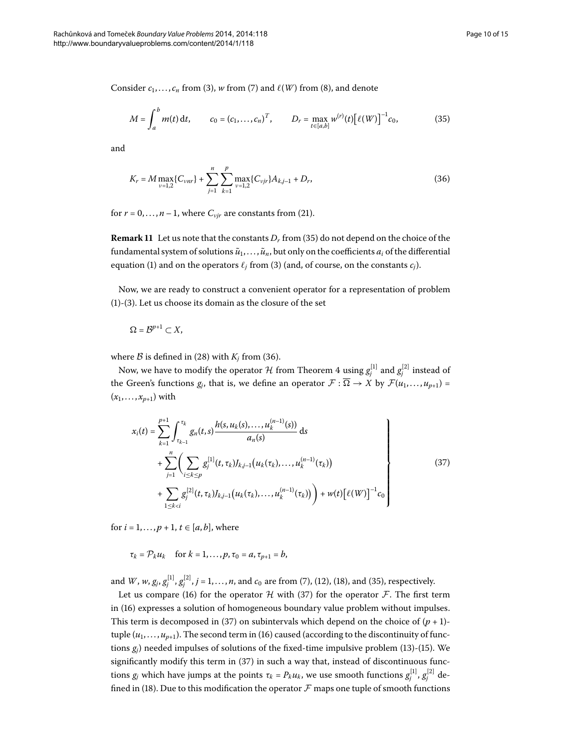Consider $c_1, \dots, c_n$ from (3), $w$ from (7) and $\ell(W)$ from (8), and denote

$$M = \int_a^b m(t)\,\mathrm{d}t, \qquad c_0 = (c_1, \dots, c_n)^T, \qquad D_r = \max_{t\in[a,b]} w^{(r)}(t)\big[\ell(W)\big]^{-1} c_0, \tag{35}$$

and

$$K_r = M \max_{\nu=1,2}\{C_{\nu nr}\} + \sum_{j=1}^{n} \sum_{k=1}^{p} \max_{\nu=1,2}\{C_{\nu jr}\} A_{k,j-1} + D_r, \tag{36}$$

for $r = 0, \dots, n-1$, where $C_{\nu jr}$ are constants from (21).

**Remark 11** Let us note that the constants $D_r$ from (35) do not depend on the choice of the fundamental system of solutions $\tilde{u}_1, \dots, \tilde{u}_n$, but only on the coefficients $a_i$ of the differential equation (1) and on the operators $\ell_j$ from (3) (and, of course, on the constants $c_j$).

Now, we are ready to construct a convenient operator for a representation of problem (1)-(3). Let us choose its domain as the closure of the set

$$\Omega = \mathcal{B}^{p+1} \subset X,$$

where $\mathcal{B}$ is defined in (28) with $K_j$ from (36).

Now, we have to modify the operator $\mathcal{H}$ from Theorem 4 using $g_j^{[1]}$ and $g_j^{[2]}$ instead of the Green's functions $g_j$, that is, we define an operator $\mathcal{F} : \overline{\Omega} \to X$ by $\mathcal{F}(u_1, \dots, u_{p+1}) = (x_1, \dots, x_{p+1})$ with

$$\left.\begin{aligned} x_i(t) &= \sum_{k=1}^{p+1} \int_{\tau_{k-1}}^{\tau_k} g_n(t,s) \frac{h(s, u_k(s), \dots, u_k^{(n-1)}(s))}{a_n(s)}\,\mathrm{d}s \\ &\quad + \sum_{j=1}^{n} \bigg( \sum_{i\le k\le p} g_j^{[1]}(t, \tau_k) J_{k,j-1}\big(u_k(\tau_k), \dots, u_k^{(n-1)}(\tau_k)\big) \\ &\quad + \sum_{1\le k<i} g_j^{[2]}(t, \tau_k) J_{k,j-1}\big(u_k(\tau_k), \dots, u_k^{(n-1)}(\tau_k)\big) \bigg) + w(t)\big[\ell(W)\big]^{-1} c_0 \end{aligned}\right\} \tag{37}$$

for $i = 1, \dots, p+1$, $t \in [a,b]$, where

$$\tau_k = \mathcal{P}_k u_k \quad \text{for } k = 1, \dots, p, \tau_0 = a, \tau_{p+1} = b,$$

and $W$, $w$, $g_j$, $g_j^{[1]}$, $g_j^{[2]}$, $j = 1, \dots, n$, and $c_0$ are from (7), (12), (18), and (35), respectively.

Let us compare (16) for the operator $\mathcal{H}$ with (37) for the operator $\mathcal{F}$. The first term in (16) expresses a solution of homogeneous boundary value problem without impulses. This term is decomposed in (37) on subintervals which depend on the choice of $(p+1)$-tuple $(u_1, \dots, u_{p+1})$. The second term in (16) caused (according to the discontinuity of functions $g_j$) needed impulses of solutions of the fixed-time impulsive problem (13)-(15). We significantly modify this term in (37) in such a way that, instead of discontinuous functions $g_j$ which have jumps at the points $\tau_k = P_k u_k$, we use smooth functions $g_j^{[1]}$, $g_j^{[2]}$ defined in (18). Due to this modification the operator $\mathcal{F}$ maps one tuple of smooth functions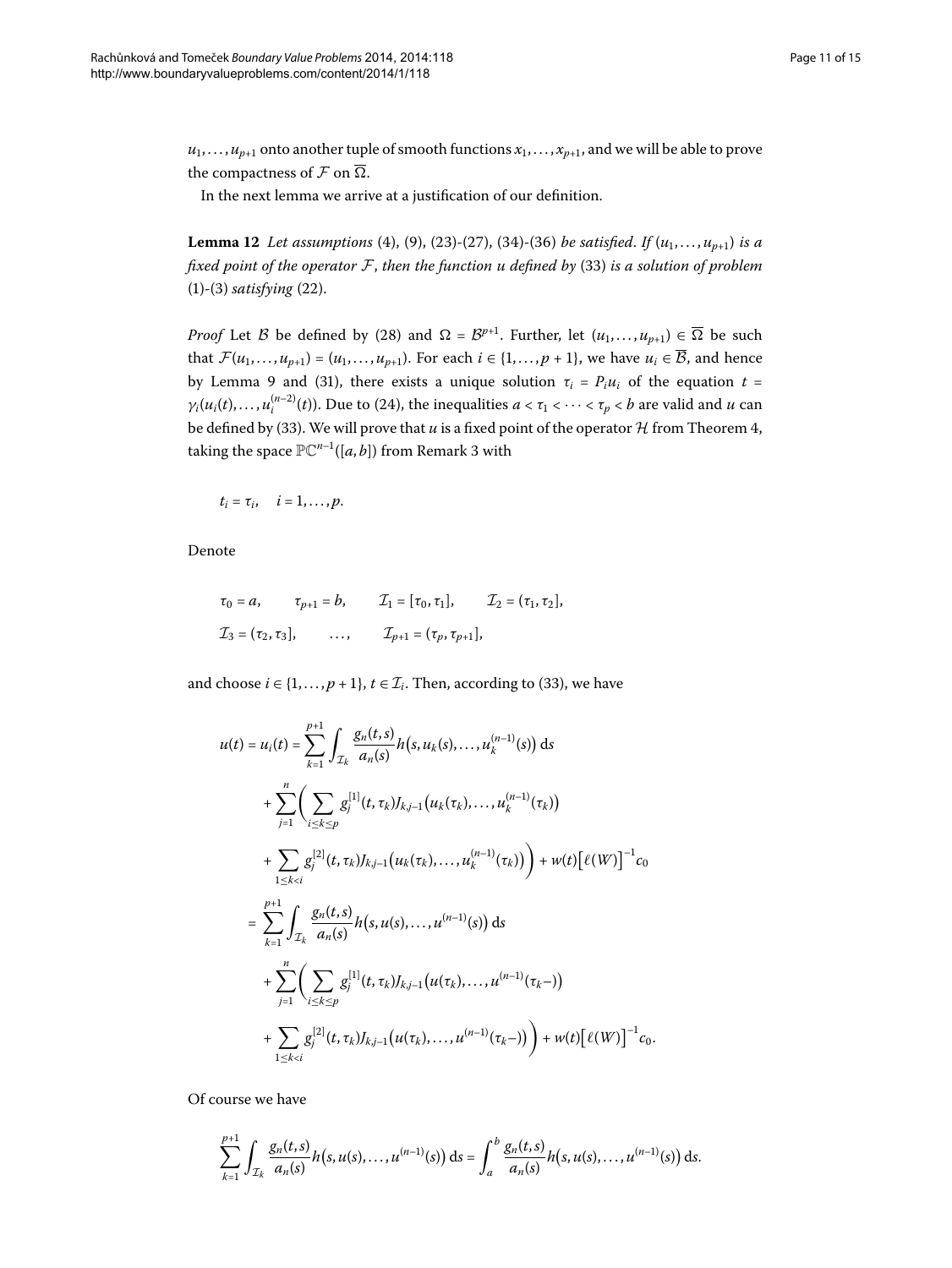$u_1, \dots, u_{p+1}$ onto another tuple of smooth functions $x_1, \dots, x_{p+1}$, and we will be able to prove the compactness of $\mathcal{F}$ on $\overline{\Omega}$.

In the next lemma we arrive at a justification of our definition.

**Lemma 12** *Let assumptions* (4), (9), (23)-(27), (34)-(36) *be satisfied. If* $(u_1, \dots, u_{p+1})$ *is a fixed point of the operator* $\mathcal{F}$, *then the function* $u$ *defined by* (33) *is a solution of problem* (1)-(3) *satisfying* (22).

*Proof* Let $\mathcal{B}$ be defined by (28) and $\Omega = \mathcal{B}^{p+1}$. Further, let $(u_1, \dots, u_{p+1}) \in \overline{\Omega}$ be such that $\mathcal{F}(u_1, \dots, u_{p+1}) = (u_1, \dots, u_{p+1})$. For each $i \in \{1, \dots, p+1\}$, we have $u_i \in \overline{\mathcal{B}}$, and hence by Lemma 9 and (31), there exists a unique solution $\tau_i = P_i u_i$ of the equation $t = \gamma_i(u_i(t), \dots, u_i^{(n-2)}(t))$. Due to (24), the inequalities $a < \tau_1 < \cdots < \tau_p < b$ are valid and $u$ can be defined by (33). We will prove that $u$ is a fixed point of the operator $\mathcal{H}$ from Theorem 4, taking the space $\mathbb{PC}^{n-1}([a,b])$ from Remark 3 with

$$t_i = \tau_i, \quad i = 1, \dots, p.$$

Denote

$$\tau_0 = a, \qquad \tau_{p+1} = b, \qquad \mathcal{I}_1 = [\tau_0, \tau_1], \qquad \mathcal{I}_2 = (\tau_1, \tau_2],$$
$$\mathcal{I}_3 = (\tau_2, \tau_3], \qquad \dots, \qquad \mathcal{I}_{p+1} = (\tau_p, \tau_{p+1}],$$

and choose $i \in \{1, \dots, p+1\}$, $t \in \mathcal{I}_i$. Then, according to (33), we have

$$\begin{aligned}
u(t) = u_i(t) &= \sum_{k=1}^{p+1} \int_{\mathcal{I}_k} \frac{g_n(t,s)}{a_n(s)} h\big(s, u_k(s), \dots, u_k^{(n-1)}(s)\big)\,\mathrm{d}s \\
&\quad + \sum_{j=1}^{n} \bigg( \sum_{i \le k \le p} g_j^{[1]}(t, \tau_k) J_{k,j-1}\big(u_k(\tau_k), \dots, u_k^{(n-1)}(\tau_k)\big) \\
&\quad + \sum_{1 \le k < i} g_j^{[2]}(t, \tau_k) J_{k,j-1}\big(u_k(\tau_k), \dots, u_k^{(n-1)}(\tau_k)\big) \bigg) + w(t)\big[\ell(W)\big]^{-1} c_0 \\
&= \sum_{k=1}^{p+1} \int_{\mathcal{I}_k} \frac{g_n(t,s)}{a_n(s)} h\big(s, u(s), \dots, u^{(n-1)}(s)\big)\,\mathrm{d}s \\
&\quad + \sum_{j=1}^{n} \bigg( \sum_{i \le k \le p} g_j^{[1]}(t, \tau_k) J_{k,j-1}\big(u(\tau_k), \dots, u^{(n-1)}(\tau_k-)\big) \\
&\quad + \sum_{1 \le k < i} g_j^{[2]}(t, \tau_k) J_{k,j-1}\big(u(\tau_k), \dots, u^{(n-1)}(\tau_k-)\big) \bigg) + w(t)\big[\ell(W)\big]^{-1} c_0.
\end{aligned}$$

Of course we have

$$\sum_{k=1}^{p+1} \int_{\mathcal{I}_k} \frac{g_n(t,s)}{a_n(s)} h\big(s, u(s), \dots, u^{(n-1)}(s)\big)\,\mathrm{d}s = \int_a^b \frac{g_n(t,s)}{a_n(s)} h\big(s, u(s), \dots, u^{(n-1)}(s)\big)\,\mathrm{d}s.$$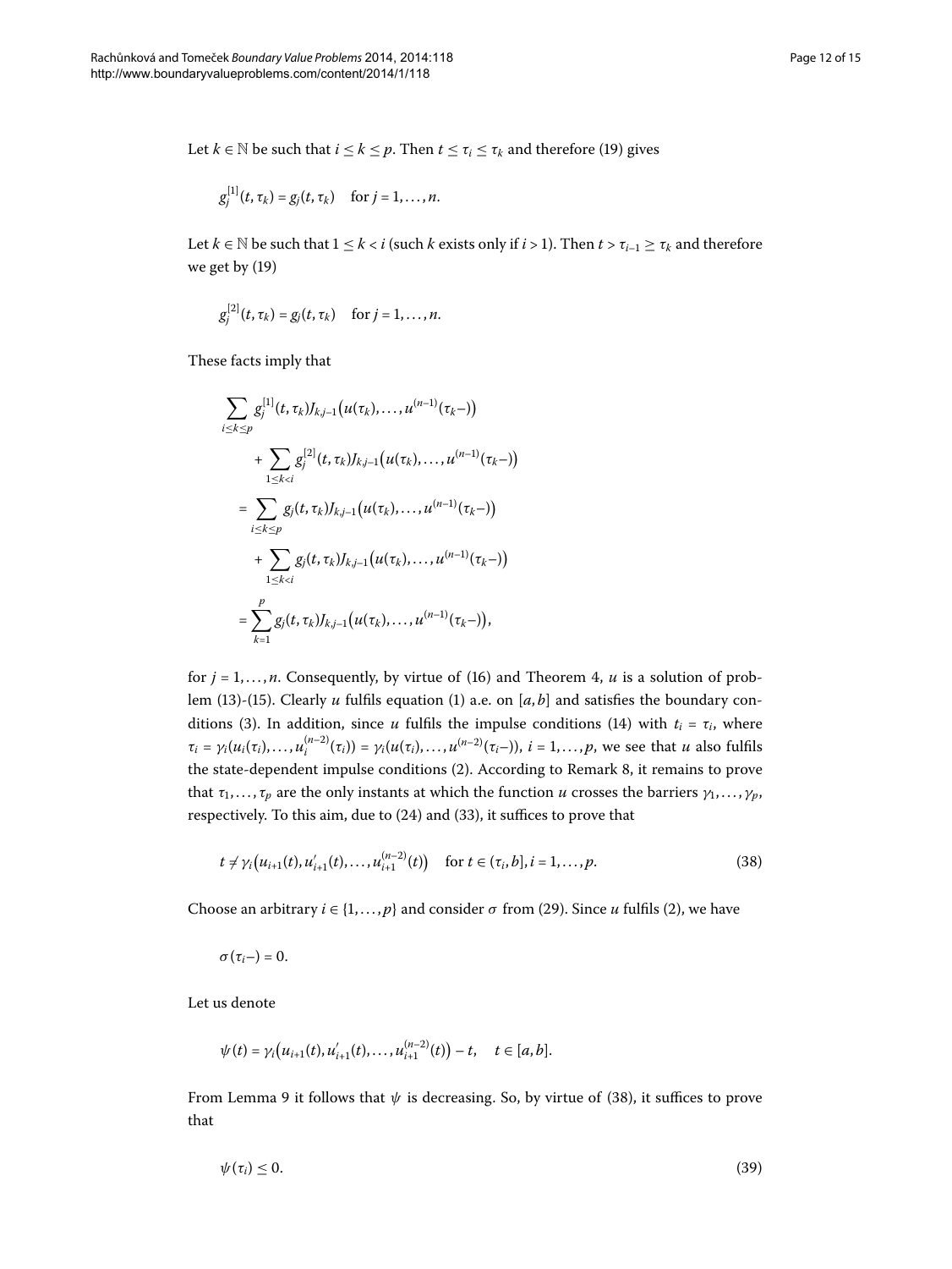Let $k \in \mathbb{N}$ be such that $i \le k \le p$. Then $t \le \tau_i \le \tau_k$ and therefore (19) gives

$$g_j^{[1]}(t, \tau_k) = g_j(t, \tau_k) \quad \text{for } j = 1, \dots, n.$$

Let $k \in \mathbb{N}$ be such that $1 \le k < i$ (such $k$ exists only if $i > 1$). Then $t > \tau_{i-1} \ge \tau_k$ and therefore we get by (19)

$$g_j^{[2]}(t, \tau_k) = g_j(t, \tau_k) \quad \text{for } j = 1, \dots, n.$$

These facts imply that

$$\begin{aligned}
&\sum_{i \le k \le p} g_j^{[1]}(t, \tau_k) J_{k,j-1}\bigl(u(\tau_k), \dots, u^{(n-1)}(\tau_k-)\bigr) \\
&\qquad + \sum_{1 \le k < i} g_j^{[2]}(t, \tau_k) J_{k,j-1}\bigl(u(\tau_k), \dots, u^{(n-1)}(\tau_k-)\bigr) \\
&\quad = \sum_{i \le k \le p} g_j(t, \tau_k) J_{k,j-1}\bigl(u(\tau_k), \dots, u^{(n-1)}(\tau_k-)\bigr) \\
&\qquad + \sum_{1 \le k < i} g_j(t, \tau_k) J_{k,j-1}\bigl(u(\tau_k), \dots, u^{(n-1)}(\tau_k-)\bigr) \\
&\quad = \sum_{k=1}^{p} g_j(t, \tau_k) J_{k,j-1}\bigl(u(\tau_k), \dots, u^{(n-1)}(\tau_k-)\bigr),
\end{aligned}$$

for $j = 1, \dots, n$. Consequently, by virtue of (16) and Theorem 4, $u$ is a solution of problem (13)-(15). Clearly $u$ fulfils equation (1) a.e. on $[a, b]$ and satisfies the boundary conditions (3). In addition, since $u$ fulfils the impulse conditions (14) with $t_i = \tau_i$, where $\tau_i = \gamma_i(u_i(\tau_i), \dots, u_i^{(n-2)}(\tau_i)) = \gamma_i(u(\tau_i), \dots, u^{(n-2)}(\tau_i-))$, $i = 1, \dots, p$, we see that $u$ also fulfils the state-dependent impulse conditions (2). According to Remark 8, it remains to prove that $\tau_1, \dots, \tau_p$ are the only instants at which the function $u$ crosses the barriers $\gamma_1, \dots, \gamma_p$, respectively. To this aim, due to (24) and (33), it suffices to prove that

$$t \ne \gamma_i\bigl(u_{i+1}(t), u_{i+1}'(t), \dots, u_{i+1}^{(n-2)}(t)\bigr) \quad \text{for } t \in (\tau_i, b], i = 1, \dots, p. \tag{38}$$

Choose an arbitrary $i \in \{1, \dots, p\}$ and consider $\sigma$ from (29). Since $u$ fulfils (2), we have

$$\sigma(\tau_i-) = 0.$$

Let us denote

$$\psi(t) = \gamma_i\bigl(u_{i+1}(t), u_{i+1}'(t), \dots, u_{i+1}^{(n-2)}(t)\bigr) - t, \quad t \in [a, b].$$

From Lemma 9 it follows that $\psi$ is decreasing. So, by virtue of (38), it suffices to prove that

$$\psi(\tau_i) \le 0. \tag{39}$$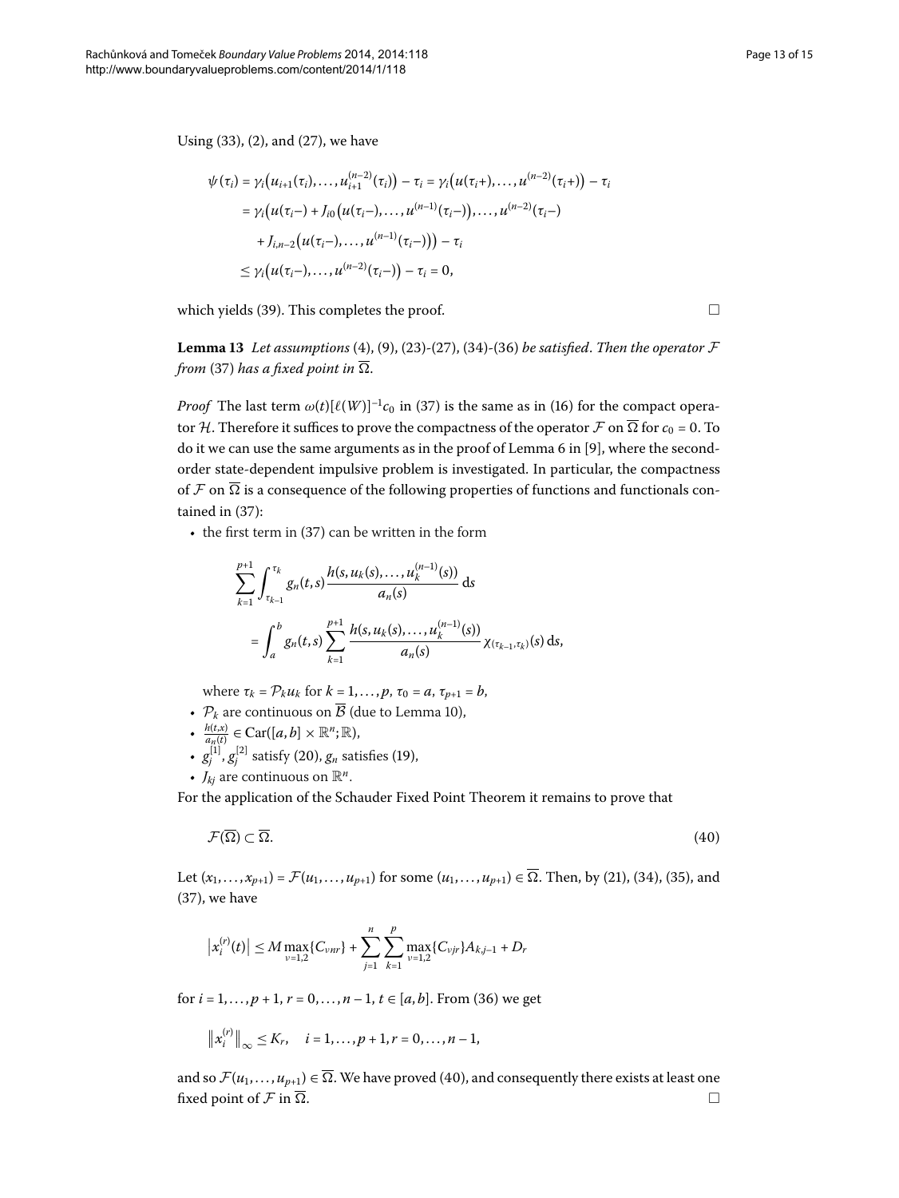Using (33), (2), and (27), we have

$$
\begin{aligned}
\psi(\tau_i) &= \gamma_i\big(u_{i+1}(\tau_i), \dots, u_{i+1}^{(n-2)}(\tau_i)\big) - \tau_i = \gamma_i\big(u(\tau_i+), \dots, u^{(n-2)}(\tau_i+)\big) - \tau_i \\
&= \gamma_i\big(u(\tau_i-) + J_{i0}\big(u(\tau_i-), \dots, u^{(n-1)}(\tau_i-)\big), \dots, u^{(n-2)}(\tau_i-) \\
&\quad + J_{i,n-2}\big(u(\tau_i-), \dots, u^{(n-1)}(\tau_i-)\big)\big) - \tau_i \\
&\le \gamma_i\big(u(\tau_i-), \dots, u^{(n-2)}(\tau_i-)\big) - \tau_i = 0,
\end{aligned}
$$

which yields (39). This completes the proof. □

**Lemma 13** *Let assumptions* (4), (9), (23)-(27), (34)-(36) *be satisfied. Then the operator* $\mathcal{F}$ *from* (37) *has a fixed point in* $\overline{\Omega}$.

*Proof* The last term $\omega(t)[\ell(W)]^{-1}c_0$ in (37) is the same as in (16) for the compact operator $\mathcal{H}$. Therefore it suffices to prove the compactness of the operator $\mathcal{F}$ on $\overline{\Omega}$ for $c_0 = 0$. To do it we can use the same arguments as in the proof of Lemma 6 in [9], where the second-order state-dependent impulsive problem is investigated. In particular, the compactness of $\mathcal{F}$ on $\overline{\Omega}$ is a consequence of the following properties of functions and functionals contained in (37):

- the first term in (37) can be written in the form

$$
\begin{aligned}
&\sum_{k=1}^{p+1} \int_{\tau_{k-1}}^{\tau_k} g_n(t,s) \frac{h(s, u_k(s), \dots, u_k^{(n-1)}(s))}{a_n(s)} \, \mathrm{d}s \\
&\quad = \int_a^b g_n(t,s) \sum_{k=1}^{p+1} \frac{h(s, u_k(s), \dots, u_k^{(n-1)}(s))}{a_n(s)} \chi_{(\tau_{k-1}, \tau_k)}(s) \, \mathrm{d}s,
\end{aligned}
$$

  where $\tau_k = \mathcal{P}_k u_k$ for $k = 1, \dots, p$, $\tau_0 = a$, $\tau_{p+1} = b$,
- $\mathcal{P}_k$ are continuous on $\overline{\mathcal{B}}$ (due to Lemma 10),
- $\frac{h(t,x)}{a_n(t)} \in \mathrm{Car}([a,b] \times \mathbb{R}^n; \mathbb{R})$,
- $g_j^{[1]}, g_j^{[2]}$ satisfy (20), $g_n$ satisfies (19),
- $J_{kj}$ are continuous on $\mathbb{R}^n$.

For the application of the Schauder Fixed Point Theorem it remains to prove that

$$
\mathcal{F}(\overline{\Omega}) \subset \overline{\Omega}. \tag{40}
$$

Let $(x_1, \dots, x_{p+1}) = \mathcal{F}(u_1, \dots, u_{p+1})$ for some $(u_1, \dots, u_{p+1}) \in \overline{\Omega}$. Then, by (21), (34), (35), and (37), we have

$$
\big|x_i^{(r)}(t)\big| \le M \max_{\nu=1,2}\{C_{\nu n r}\} + \sum_{j=1}^{n} \sum_{k=1}^{p} \max_{\nu=1,2}\{C_{\nu j r}\} A_{k,j-1} + D_r
$$

for $i = 1, \dots, p+1$, $r = 0, \dots, n-1$, $t \in [a,b]$. From (36) we get

$$
\big\|x_i^{(r)}\big\|_\infty \le K_r, \quad i = 1, \dots, p+1, r = 0, \dots, n-1,
$$

and so $\mathcal{F}(u_1, \dots, u_{p+1}) \in \overline{\Omega}$. We have proved (40), and consequently there exists at least one fixed point of $\mathcal{F}$ in $\overline{\Omega}$. □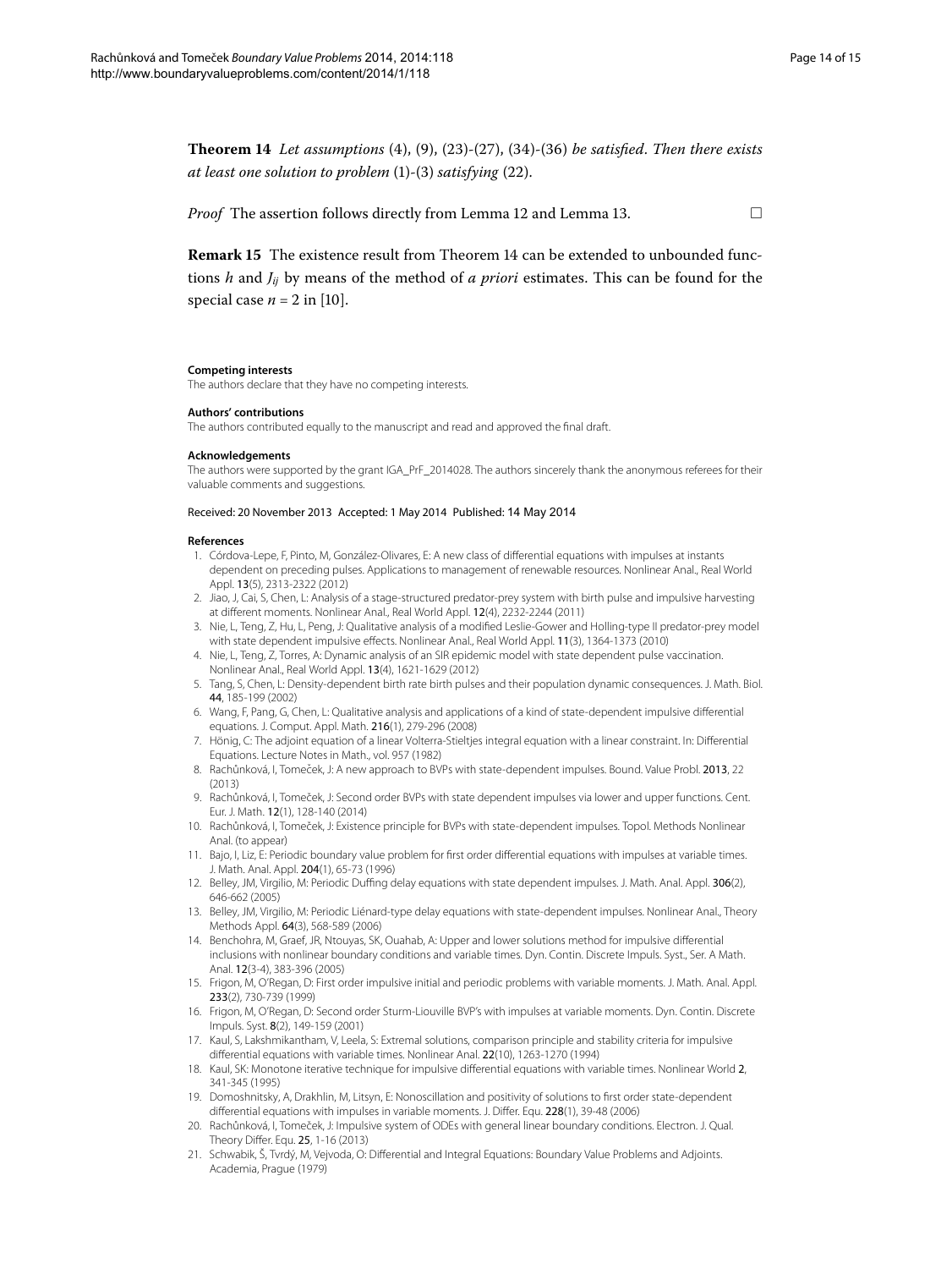**Theorem 14** *Let assumptions* (4), (9), (23)-(27), (34)-(36) *be satisfied. Then there exists at least one solution to problem* (1)-(3) *satisfying* (22).

*Proof* The assertion follows directly from Lemma 12 and Lemma 13. □

**Remark 15** The existence result from Theorem 14 can be extended to unbounded functions $h$ and $J_{ij}$ by means of the method of *a priori* estimates. This can be found for the special case $n = 2$ in [10].

**Competing interests**

The authors declare that they have no competing interests.

**Authors' contributions**

The authors contributed equally to the manuscript and read and approved the final draft.

**Acknowledgements**

The authors were supported by the grant IGA_PrF_2014028. The authors sincerely thank the anonymous referees for their valuable comments and suggestions.

Received: 20 November 2013 Accepted: 1 May 2014 Published: 14 May 2014

**References**

1. Córdova-Lepe, F, Pinto, M, González-Olivares, E: A new class of differential equations with impulses at instants dependent on preceding pulses. Applications to management of renewable resources. Nonlinear Anal., Real World Appl. **13**(5), 2313-2322 (2012)
2. Jiao, J, Cai, S, Chen, L: Analysis of a stage-structured predator-prey system with birth pulse and impulsive harvesting at different moments. Nonlinear Anal., Real World Appl. **12**(4), 2232-2244 (2011)
3. Nie, L, Teng, Z, Hu, L, Peng, J: Qualitative analysis of a modified Leslie-Gower and Holling-type II predator-prey model with state dependent impulsive effects. Nonlinear Anal., Real World Appl. **11**(3), 1364-1373 (2010)
4. Nie, L, Teng, Z, Torres, A: Dynamic analysis of an SIR epidemic model with state dependent pulse vaccination. Nonlinear Anal., Real World Appl. **13**(4), 1621-1629 (2012)
5. Tang, S, Chen, L: Density-dependent birth rate birth pulses and their population dynamic consequences. J. Math. Biol. **44**, 185-199 (2002)
6. Wang, F, Pang, G, Chen, L: Qualitative analysis and applications of a kind of state-dependent impulsive differential equations. J. Comput. Appl. Math. **216**(1), 279-296 (2008)
7. Hönig, C: The adjoint equation of a linear Volterra-Stieltjes integral equation with a linear constraint. In: Differential Equations. Lecture Notes in Math., vol. 957 (1982)
8. Rachůnková, I, Tomeček, J: A new approach to BVPs with state-dependent impulses. Bound. Value Probl. **2013**, 22 (2013)
9. Rachůnková, I, Tomeček, J: Second order BVPs with state dependent impulses via lower and upper functions. Cent. Eur. J. Math. **12**(1), 128-140 (2014)
10. Rachůnková, I, Tomeček, J: Existence principle for BVPs with state-dependent impulses. Topol. Methods Nonlinear Anal. (to appear)
11. Bajo, I, Liz, E: Periodic boundary value problem for first order differential equations with impulses at variable times. J. Math. Anal. Appl. **204**(1), 65-73 (1996)
12. Belley, JM, Virgilio, M: Periodic Duffing delay equations with state dependent impulses. J. Math. Anal. Appl. **306**(2), 646-662 (2005)
13. Belley, JM, Virgilio, M: Periodic Liénard-type delay equations with state-dependent impulses. Nonlinear Anal., Theory Methods Appl. **64**(3), 568-589 (2006)
14. Benchohra, M, Graef, JR, Ntouyas, SK, Ouahab, A: Upper and lower solutions method for impulsive differential inclusions with nonlinear boundary conditions and variable times. Dyn. Contin. Discrete Impuls. Syst., Ser. A Math. Anal. **12**(3-4), 383-396 (2005)
15. Frigon, M, O'Regan, D: First order impulsive initial and periodic problems with variable moments. J. Math. Anal. Appl. **233**(2), 730-739 (1999)
16. Frigon, M, O'Regan, D: Second order Sturm-Liouville BVP's with impulses at variable moments. Dyn. Contin. Discrete Impuls. Syst. **8**(2), 149-159 (2001)
17. Kaul, S, Lakshmikantham, V, Leela, S: Extremal solutions, comparison principle and stability criteria for impulsive differential equations with variable times. Nonlinear Anal. **22**(10), 1263-1270 (1994)
18. Kaul, SK: Monotone iterative technique for impulsive differential equations with variable times. Nonlinear World **2**, 341-345 (1995)
19. Domoshnitsky, A, Drakhlin, M, Litsyn, E: Nonoscillation and positivity of solutions to first order state-dependent differential equations with impulses in variable moments. J. Differ. Equ. **228**(1), 39-48 (2006)
20. Rachůnková, I, Tomeček, J: Impulsive system of ODEs with general linear boundary conditions. Electron. J. Qual. Theory Differ. Equ. **25**, 1-16 (2013)
21. Schwabik, Š, Tvrdý, M, Vejvoda, O: Differential and Integral Equations: Boundary Value Problems and Adjoints. Academia, Prague (1979)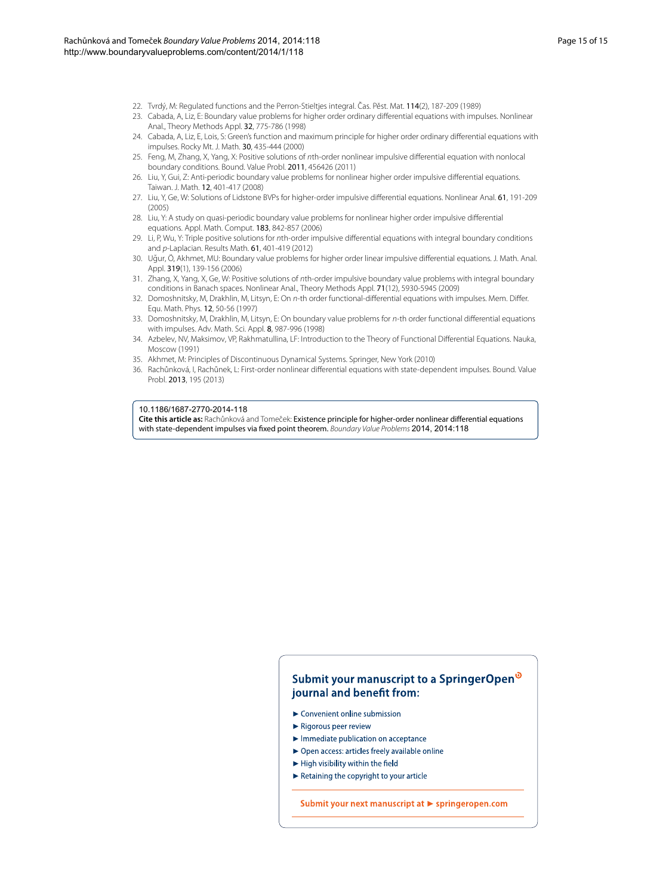22. Tvrdý, M: Regulated functions and the Perron-Stieltjes integral. Čas. Pěst. Mat. **114**(2), 187-209 (1989)
23. Cabada, A, Liz, E: Boundary value problems for higher order ordinary differential equations with impulses. Nonlinear Anal., Theory Methods Appl. **32**, 775-786 (1998)
24. Cabada, A, Liz, E, Lois, S: Green's function and maximum principle for higher order ordinary differential equations with impulses. Rocky Mt. J. Math. **30**, 435-444 (2000)
25. Feng, M, Zhang, X, Yang, X: Positive solutions of $n$th-order nonlinear impulsive differential equation with nonlocal boundary conditions. Bound. Value Probl. **2011**, 456426 (2011)
26. Liu, Y, Gui, Z: Anti-periodic boundary value problems for nonlinear higher order impulsive differential equations. Taiwan. J. Math. **12**, 401-417 (2008)
27. Liu, Y, Ge, W: Solutions of Lidstone BVPs for higher-order impulsive differential equations. Nonlinear Anal. **61**, 191-209 (2005)
28. Liu, Y: A study on quasi-periodic boundary value problems for nonlinear higher order impulsive differential equations. Appl. Math. Comput. **183**, 842-857 (2006)
29. Li, P, Wu, Y: Triple positive solutions for $n$th-order impulsive differential equations with integral boundary conditions and $p$-Laplacian. Results Math. **61**, 401-419 (2012)
30. Uğur, Ö, Akhmet, MU: Boundary value problems for higher order linear impulsive differential equations. J. Math. Anal. Appl. **319**(1), 139-156 (2006)
31. Zhang, X, Yang, X, Ge, W: Positive solutions of $n$th-order impulsive boundary value problems with integral boundary conditions in Banach spaces. Nonlinear Anal., Theory Methods Appl. **71**(12), 5930-5945 (2009)
32. Domoshnitsky, M, Drakhlin, M, Litsyn, E: On $n$-th order functional-differential equations with impulses. Mem. Differ. Equ. Math. Phys. **12**, 50-56 (1997)
33. Domoshnitsky, M, Drakhlin, M, Litsyn, E: On boundary value problems for $n$-th order functional differential equations with impulses. Adv. Math. Sci. Appl. **8**, 987-996 (1998)
34. Azbelev, NV, Maksimov, VP, Rakhmatullina, LF: Introduction to the Theory of Functional Differential Equations. Nauka, Moscow (1991)
35. Akhmet, M: Principles of Discontinuous Dynamical Systems. Springer, New York (2010)
36. Rachůnková, I, Rachůnek, L: First-order nonlinear differential equations with state-dependent impulses. Bound. Value Probl. **2013**, 195 (2013)

10.1186/1687-2770-2014-118
**Cite this article as:** Rachůnková and Tomeček: Existence principle for higher-order nonlinear differential equations with state-dependent impulses via fixed point theorem. *Boundary Value Problems* 2014, 2014:118

**Submit your manuscript to a SpringerOpen journal and benefit from:**

- ► Convenient online submission
- ► Rigorous peer review
- ► Immediate publication on acceptance
- ► Open access: articles freely available online
- ► High visibility within the field
- ► Retaining the copyright to your article

**Submit your next manuscript at ► springeropen.com**